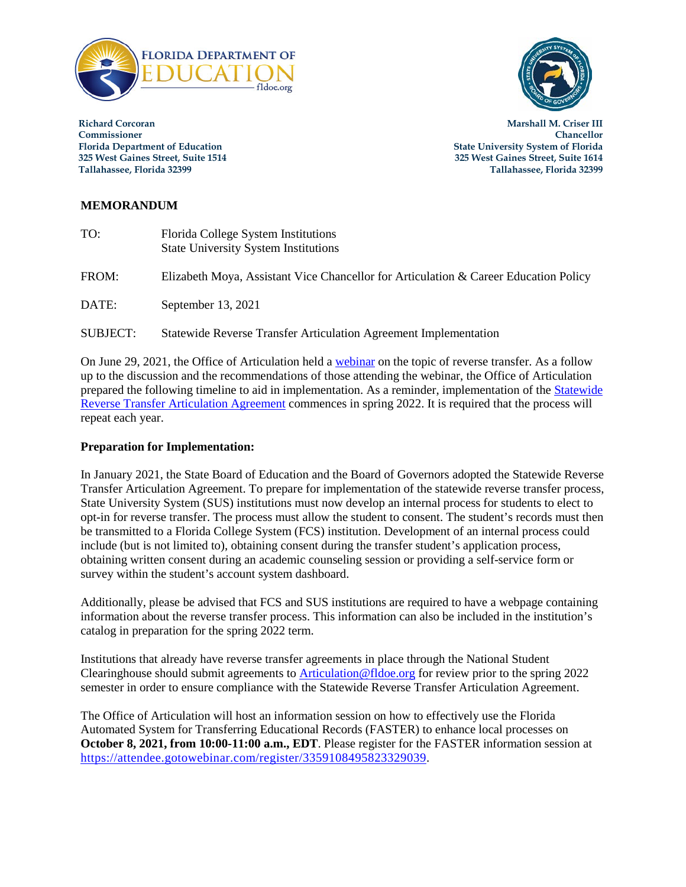**FLORIDA DEPARTMENT OF EDUCATION**
fldoe.org

**Richard Corcoran**
**Commissioner**
**Florida Department of Education**
**325 West Gaines Street, Suite 1514**
**Tallahassee, Florida 32399**

**Marshall M. Criser III**
**Chancellor**
**State University System of Florida**
**325 West Gaines Street, Suite 1614**
**Tallahassee, Florida 32399**

**MEMORANDUM**

TO: Florida College System Institutions
State University System Institutions

FROM: Elizabeth Moya, Assistant Vice Chancellor for Articulation & Career Education Policy

DATE: September 13, 2021

SUBJECT: Statewide Reverse Transfer Articulation Agreement Implementation

On June 29, 2021, the Office of Articulation held a webinar on the topic of reverse transfer. As a follow up to the discussion and the recommendations of those attending the webinar, the Office of Articulation prepared the following timeline to aid in implementation. As a reminder, implementation of the Statewide Reverse Transfer Articulation Agreement commences in spring 2022. It is required that the process will repeat each year.

**Preparation for Implementation:**

In January 2021, the State Board of Education and the Board of Governors adopted the Statewide Reverse Transfer Articulation Agreement. To prepare for implementation of the statewide reverse transfer process, State University System (SUS) institutions must now develop an internal process for students to elect to opt-in for reverse transfer. The process must allow the student to consent. The student's records must then be transmitted to a Florida College System (FCS) institution. Development of an internal process could include (but is not limited to), obtaining consent during the transfer student's application process, obtaining written consent during an academic counseling session or providing a self-service form or survey within the student's account system dashboard.

Additionally, please be advised that FCS and SUS institutions are required to have a webpage containing information about the reverse transfer process. This information can also be included in the institution's catalog in preparation for the spring 2022 term.

Institutions that already have reverse transfer agreements in place through the National Student Clearinghouse should submit agreements to Articulation@fldoe.org for review prior to the spring 2022 semester in order to ensure compliance with the Statewide Reverse Transfer Articulation Agreement.

The Office of Articulation will host an information session on how to effectively use the Florida Automated System for Transferring Educational Records (FASTER) to enhance local processes on **October 8, 2021, from 10:00-11:00 a.m., EDT**. Please register for the FASTER information session at https://attendee.gotowebinar.com/register/3359108495823329039.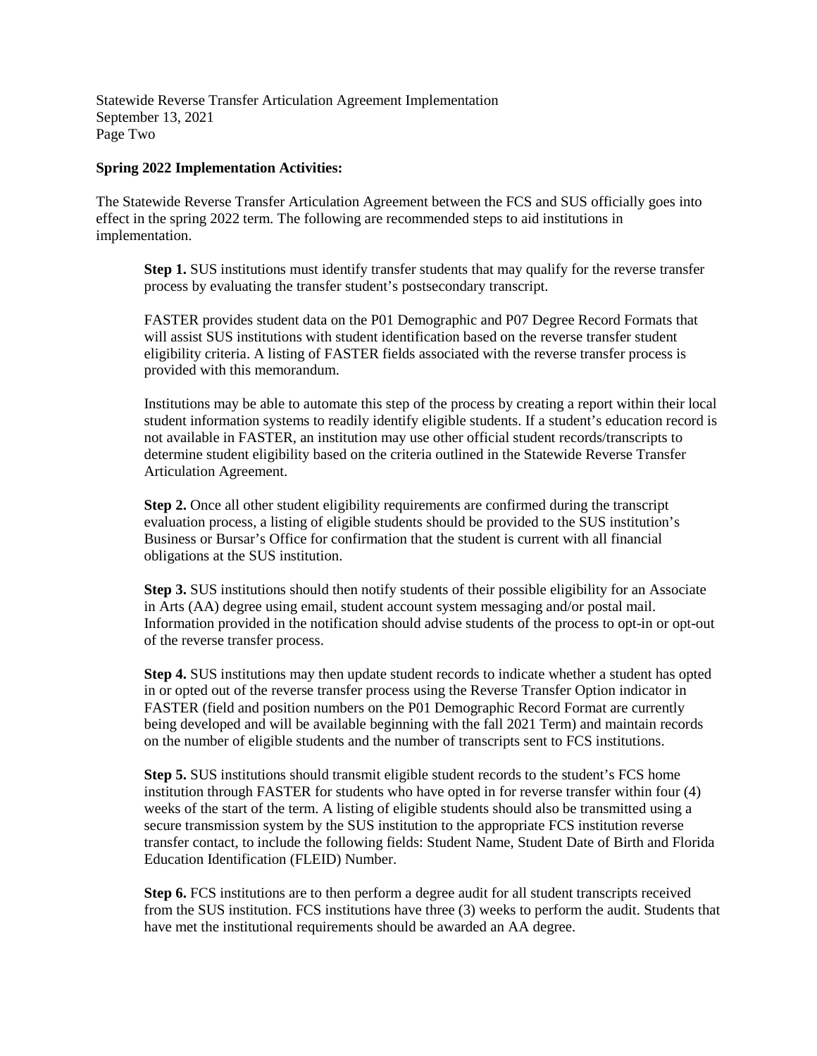**Spring 2022 Implementation Activities:**

The Statewide Reverse Transfer Articulation Agreement between the FCS and SUS officially goes into effect in the spring 2022 term. The following are recommended steps to aid institutions in implementation.

**Step 1.** SUS institutions must identify transfer students that may qualify for the reverse transfer process by evaluating the transfer student's postsecondary transcript.

FASTER provides student data on the P01 Demographic and P07 Degree Record Formats that will assist SUS institutions with student identification based on the reverse transfer student eligibility criteria. A listing of FASTER fields associated with the reverse transfer process is provided with this memorandum.

Institutions may be able to automate this step of the process by creating a report within their local student information systems to readily identify eligible students. If a student's education record is not available in FASTER, an institution may use other official student records/transcripts to determine student eligibility based on the criteria outlined in the Statewide Reverse Transfer Articulation Agreement.

**Step 2.** Once all other student eligibility requirements are confirmed during the transcript evaluation process, a listing of eligible students should be provided to the SUS institution's Business or Bursar's Office for confirmation that the student is current with all financial obligations at the SUS institution.

**Step 3.** SUS institutions should then notify students of their possible eligibility for an Associate in Arts (AA) degree using email, student account system messaging and/or postal mail. Information provided in the notification should advise students of the process to opt-in or opt-out of the reverse transfer process.

**Step 4.** SUS institutions may then update student records to indicate whether a student has opted in or opted out of the reverse transfer process using the Reverse Transfer Option indicator in FASTER (field and position numbers on the P01 Demographic Record Format are currently being developed and will be available beginning with the fall 2021 Term) and maintain records on the number of eligible students and the number of transcripts sent to FCS institutions.

**Step 5.** SUS institutions should transmit eligible student records to the student's FCS home institution through FASTER for students who have opted in for reverse transfer within four (4) weeks of the start of the term. A listing of eligible students should also be transmitted using a secure transmission system by the SUS institution to the appropriate FCS institution reverse transfer contact, to include the following fields: Student Name, Student Date of Birth and Florida Education Identification (FLEID) Number.

**Step 6.** FCS institutions are to then perform a degree audit for all student transcripts received from the SUS institution. FCS institutions have three (3) weeks to perform the audit. Students that have met the institutional requirements should be awarded an AA degree.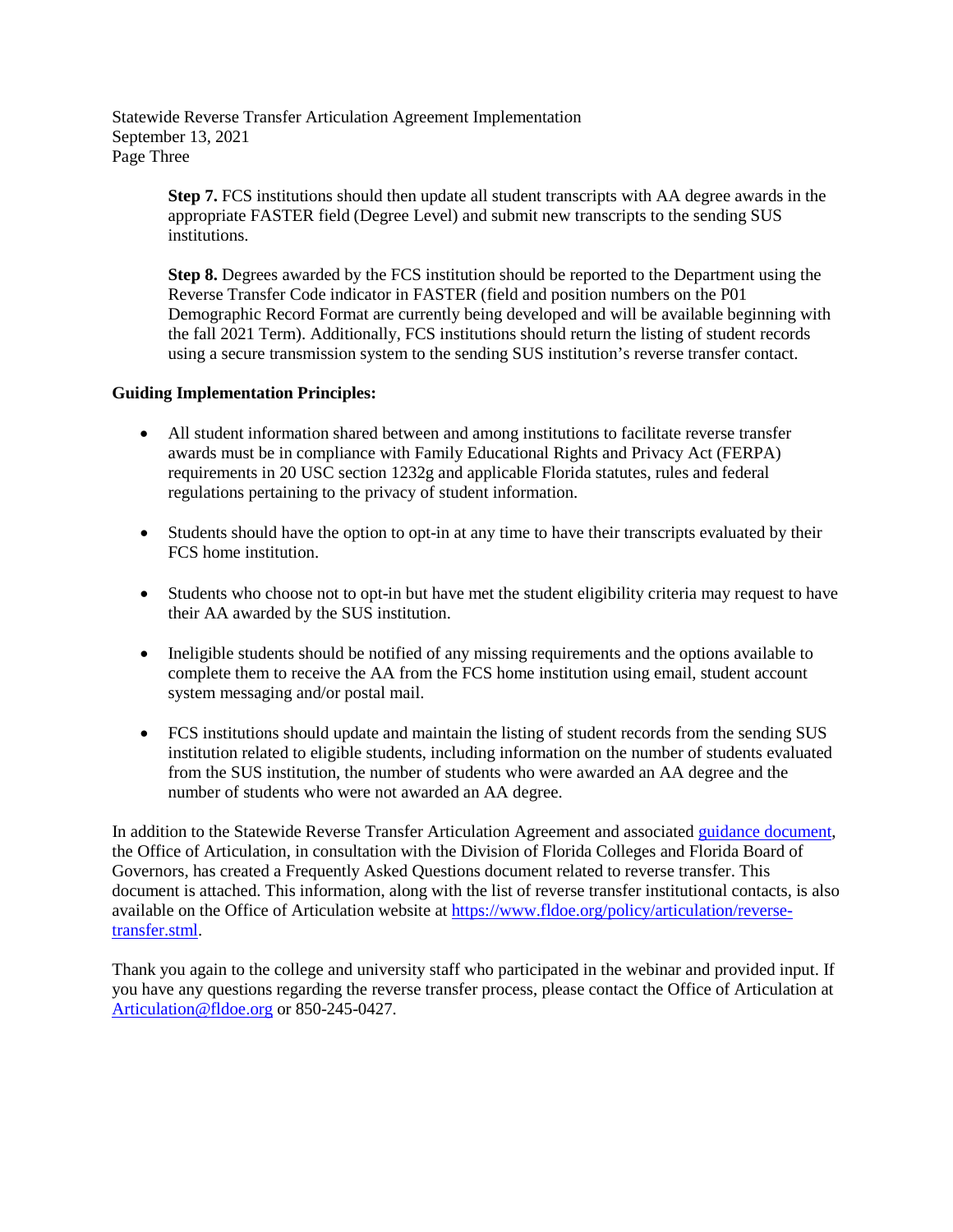**Step 7.** FCS institutions should then update all student transcripts with AA degree awards in the appropriate FASTER field (Degree Level) and submit new transcripts to the sending SUS institutions.

**Step 8.** Degrees awarded by the FCS institution should be reported to the Department using the Reverse Transfer Code indicator in FASTER (field and position numbers on the P01 Demographic Record Format are currently being developed and will be available beginning with the fall 2021 Term). Additionally, FCS institutions should return the listing of student records using a secure transmission system to the sending SUS institution's reverse transfer contact.

**Guiding Implementation Principles:**

- All student information shared between and among institutions to facilitate reverse transfer awards must be in compliance with Family Educational Rights and Privacy Act (FERPA) requirements in 20 USC section 1232g and applicable Florida statutes, rules and federal regulations pertaining to the privacy of student information.
- Students should have the option to opt-in at any time to have their transcripts evaluated by their FCS home institution.
- Students who choose not to opt-in but have met the student eligibility criteria may request to have their AA awarded by the SUS institution.
- Ineligible students should be notified of any missing requirements and the options available to complete them to receive the AA from the FCS home institution using email, student account system messaging and/or postal mail.
- FCS institutions should update and maintain the listing of student records from the sending SUS institution related to eligible students, including information on the number of students evaluated from the SUS institution, the number of students who were awarded an AA degree and the number of students who were not awarded an AA degree.

In addition to the Statewide Reverse Transfer Articulation Agreement and associated guidance document, the Office of Articulation, in consultation with the Division of Florida Colleges and Florida Board of Governors, has created a Frequently Asked Questions document related to reverse transfer. This document is attached. This information, along with the list of reverse transfer institutional contacts, is also available on the Office of Articulation website at https://www.fldoe.org/policy/articulation/reverse-transfer.stml.

Thank you again to the college and university staff who participated in the webinar and provided input. If you have any questions regarding the reverse transfer process, please contact the Office of Articulation at Articulation@fldoe.org or 850-245-0427.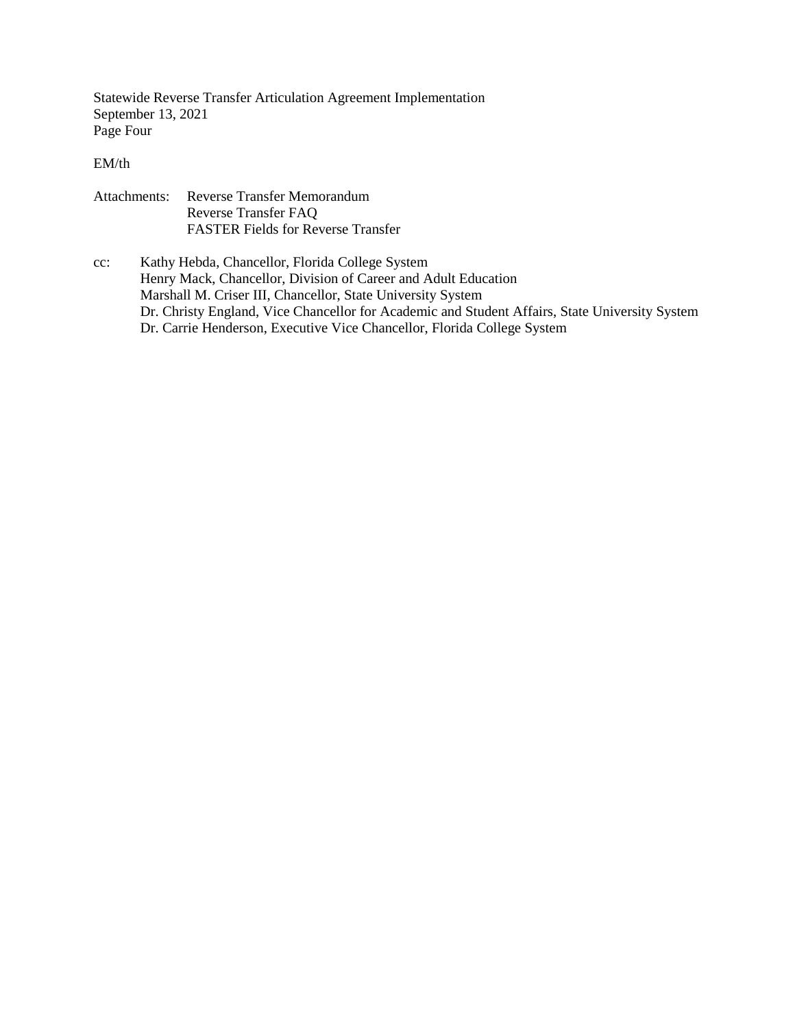EM/th

Attachments: Reverse Transfer Memorandum
Reverse Transfer FAQ
FASTER Fields for Reverse Transfer

cc: Kathy Hebda, Chancellor, Florida College System
Henry Mack, Chancellor, Division of Career and Adult Education
Marshall M. Criser III, Chancellor, State University System
Dr. Christy England, Vice Chancellor for Academic and Student Affairs, State University System
Dr. Carrie Henderson, Executive Vice Chancellor, Florida College System